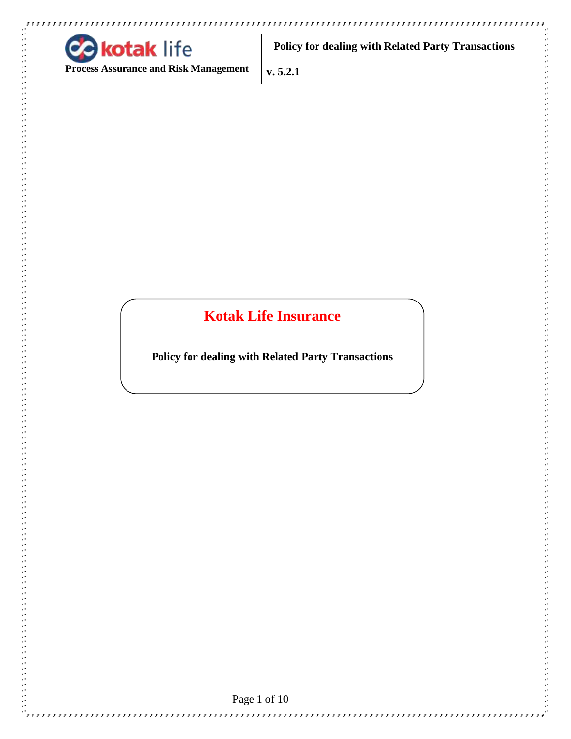| kotak life | Policy for dealing with Related Party Transactions |
| --- | --- |
| Process Assurance and Risk Management | v. 5.2.1 |

# Kotak Life Insurance

**Policy for dealing with Related Party Transactions**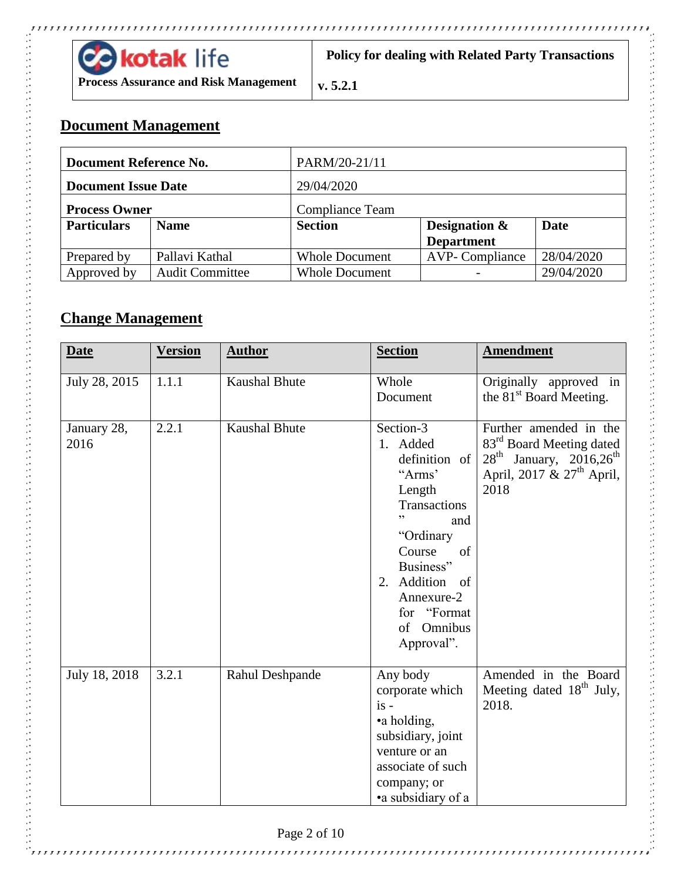## Document Management

| Document Reference No. | | PARM/20-21/11 | | |
|---|---|---|---|---|
| **Document Issue Date** | | 29/04/2020 | | |
| **Process Owner** | | Compliance Team | | |
| **Particulars** | **Name** | **Section** | **Designation & Department** | **Date** |
| Prepared by | Pallavi Kathal | Whole Document | AVP- Compliance | 28/04/2020 |
| Approved by | Audit Committee | Whole Document | - | 29/04/2020 |

## Change Management

| Date | Version | Author | Section | Amendment |
|---|---|---|---|---|
| July 28, 2015 | 1.1.1 | Kaushal Bhute | Whole Document | Originally approved in the 81st Board Meeting. |
| January 28, 2016 | 2.2.1 | Kaushal Bhute | Section-3<br>1. Added definition of "Arms' Length Transactions" and "Ordinary Course of Business"<br>2. Addition of Annexure-2 for "Format of Omnibus Approval". | Further amended in the 83rd Board Meeting dated 28th January, 2016,26th April, 2017 & 27th April, 2018 |
| July 18, 2018 | 3.2.1 | Rahul Deshpande | Any body corporate which is -<br>•a holding, subsidiary, joint venture or an associate of such company; or<br>•a subsidiary of a | Amended in the Board Meeting dated 18th July, 2018. |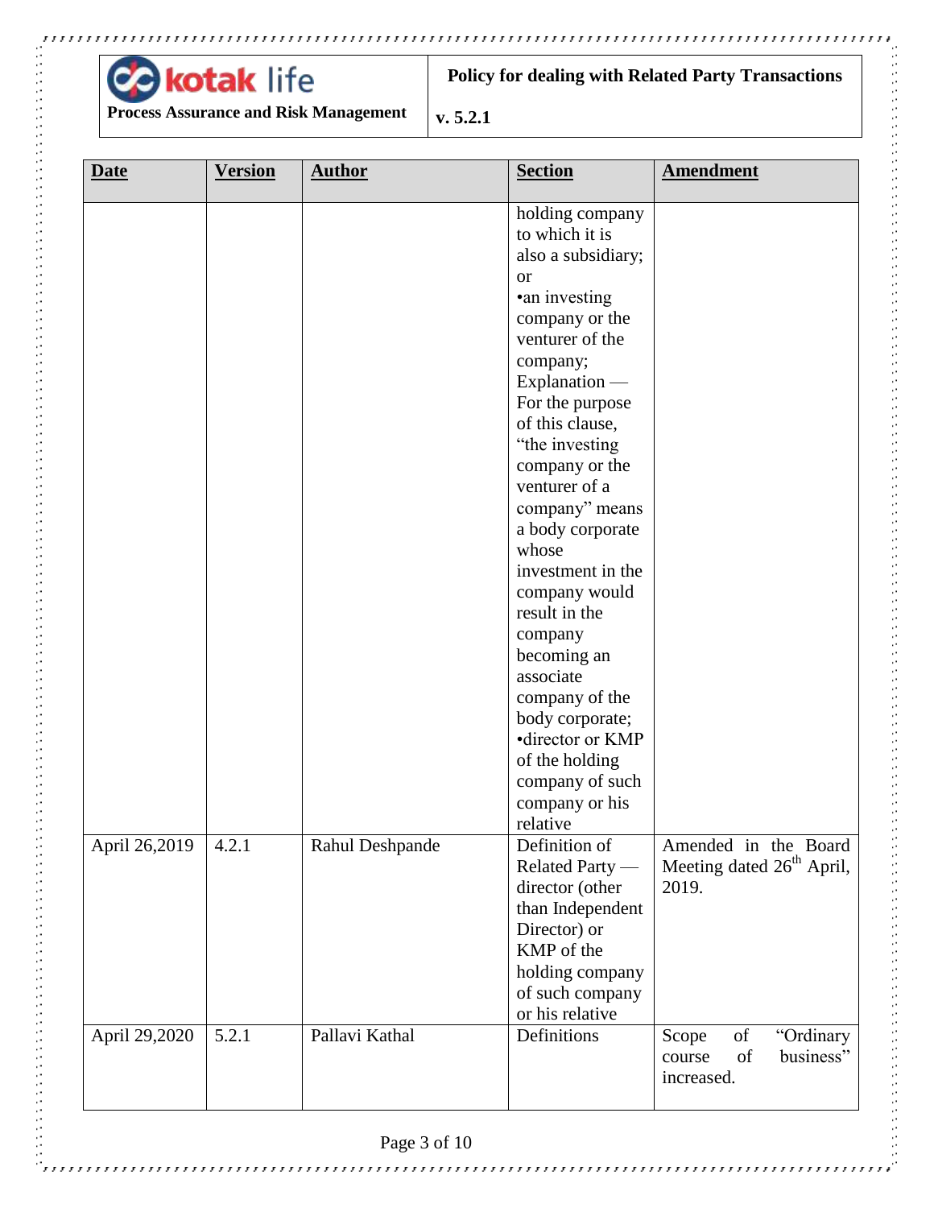| Date | Version | Author | Section | Amendment |
|---|---|---|---|---|
| | | | holding company to which it is also a subsidiary; or •an investing company or the venturer of the company; Explanation — For the purpose of this clause, "the investing company or the venturer of a company" means a body corporate whose investment in the company would result in the company becoming an associate company of the body corporate; •director or KMP of the holding company of such company or his relative | |
| April 26,2019 | 4.2.1 | Rahul Deshpande | Definition of Related Party — director (other than Independent Director) or KMP of the holding company of such company or his relative | Amended in the Board Meeting dated 26th April, 2019. |
| April 29,2020 | 5.2.1 | Pallavi Kathal | Definitions | Scope of "Ordinary course of business" increased. |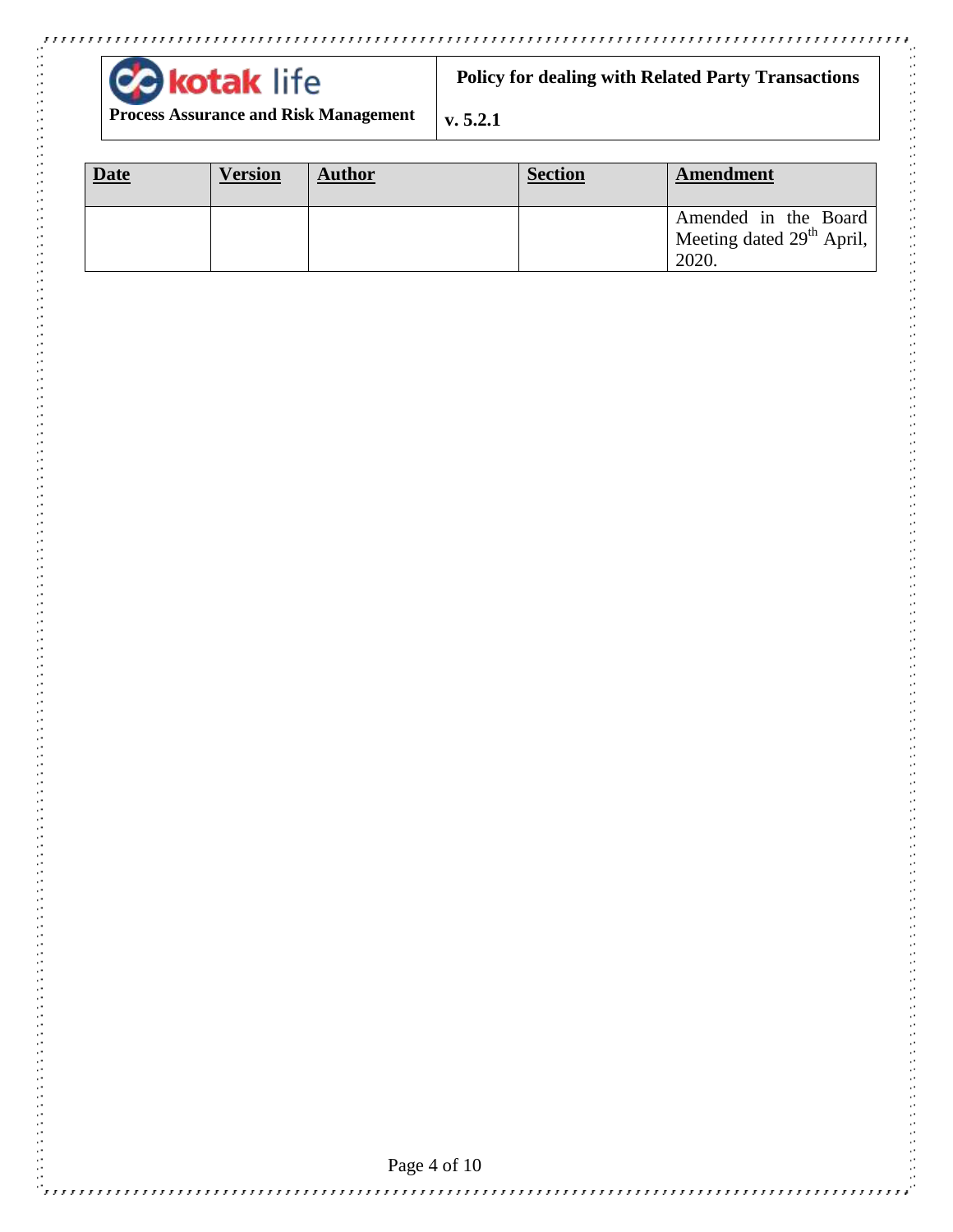| Date | Version | Author | Section | Amendment |
|---|---|---|---|---|
| | | | | Amended in the Board Meeting dated 29th April, 2020. |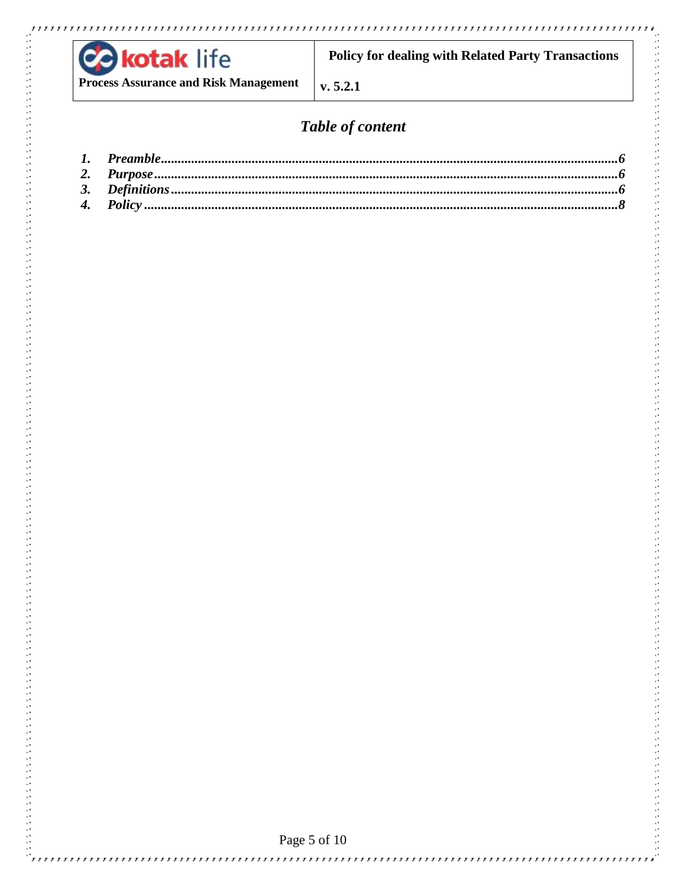## *Table of content*

1. ***Preamble*** ........................................................ ***6***
2. ***Purpose*** ........................................................ ***6***
3. ***Definitions*** ..................................................... ***6***
4. ***Policy*** ........................................................... ***8***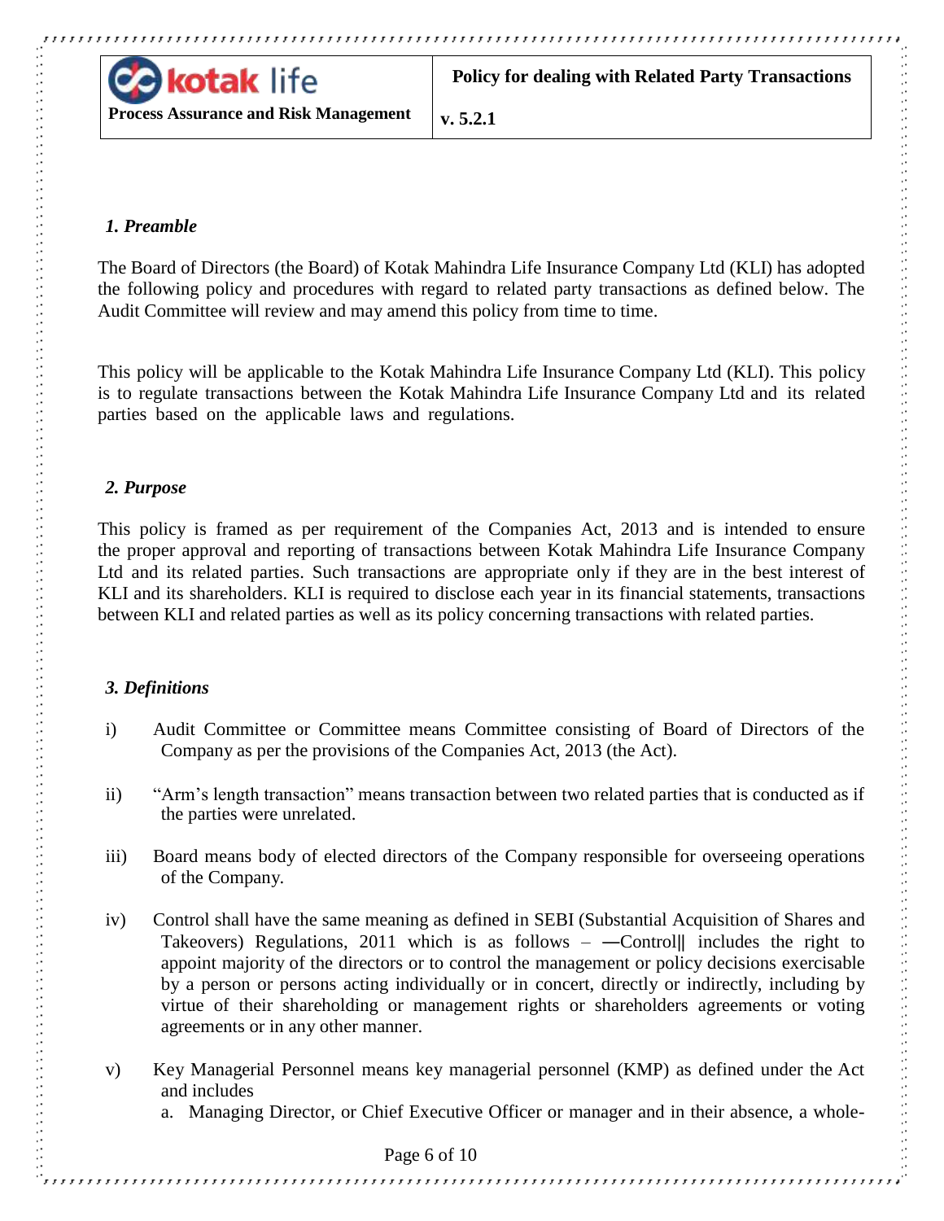## *1. Preamble*

The Board of Directors (the Board) of Kotak Mahindra Life Insurance Company Ltd (KLI) has adopted the following policy and procedures with regard to related party transactions as defined below. The Audit Committee will review and may amend this policy from time to time.

This policy will be applicable to the Kotak Mahindra Life Insurance Company Ltd (KLI). This policy is to regulate transactions between the Kotak Mahindra Life Insurance Company Ltd and its related parties based on the applicable laws and regulations.

## *2. Purpose*

This policy is framed as per requirement of the Companies Act, 2013 and is intended to ensure the proper approval and reporting of transactions between Kotak Mahindra Life Insurance Company Ltd and its related parties. Such transactions are appropriate only if they are in the best interest of KLI and its shareholders. KLI is required to disclose each year in its financial statements, transactions between KLI and related parties as well as its policy concerning transactions with related parties.

## *3. Definitions*

i) Audit Committee or Committee means Committee consisting of Board of Directors of the Company as per the provisions of the Companies Act, 2013 (the Act).

ii) "Arm's length transaction" means transaction between two related parties that is conducted as if the parties were unrelated.

iii) Board means body of elected directors of the Company responsible for overseeing operations of the Company.

iv) Control shall have the same meaning as defined in SEBI (Substantial Acquisition of Shares and Takeovers) Regulations, 2011 which is as follows – ―Control‖ includes the right to appoint majority of the directors or to control the management or policy decisions exercisable by a person or persons acting individually or in concert, directly or indirectly, including by virtue of their shareholding or management rights or shareholders agreements or voting agreements or in any other manner.

v) Key Managerial Personnel means key managerial personnel (KMP) as defined under the Act and includes
   a. Managing Director, or Chief Executive Officer or manager and in their absence, a whole-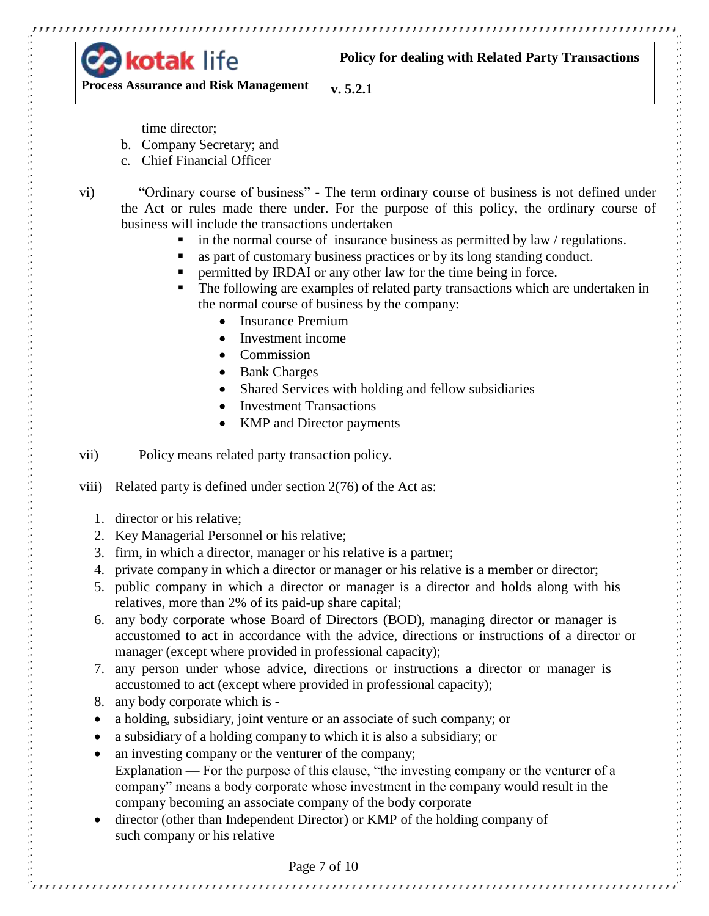time director;

b. Company Secretary; and
c. Chief Financial Officer

vi) "Ordinary course of business" - The term ordinary course of business is not defined under the Act or rules made there under. For the purpose of this policy, the ordinary course of business will include the transactions undertaken

- in the normal course of insurance business as permitted by law / regulations.
- as part of customary business practices or by its long standing conduct.
- permitted by IRDAI or any other law for the time being in force.
- The following are examples of related party transactions which are undertaken in the normal course of business by the company:
    - Insurance Premium
    - Investment income
    - Commission
    - Bank Charges
    - Shared Services with holding and fellow subsidiaries
    - Investment Transactions
    - KMP and Director payments

vii) Policy means related party transaction policy.

viii) Related party is defined under section 2(76) of the Act as:

1. director or his relative;
2. Key Managerial Personnel or his relative;
3. firm, in which a director, manager or his relative is a partner;
4. private company in which a director or manager or his relative is a member or director;
5. public company in which a director or manager is a director and holds along with his relatives, more than 2% of its paid-up share capital;
6. any body corporate whose Board of Directors (BOD), managing director or manager is accustomed to act in accordance with the advice, directions or instructions of a director or manager (except where provided in professional capacity);
7. any person under whose advice, directions or instructions a director or manager is accustomed to act (except where provided in professional capacity);
8. any body corporate which is -

- a holding, subsidiary, joint venture or an associate of such company; or
- a subsidiary of a holding company to which it is also a subsidiary; or
- an investing company or the venturer of the company;
  Explanation — For the purpose of this clause, "the investing company or the venturer of a company" means a body corporate whose investment in the company would result in the company becoming an associate company of the body corporate
- director (other than Independent Director) or KMP of the holding company of such company or his relative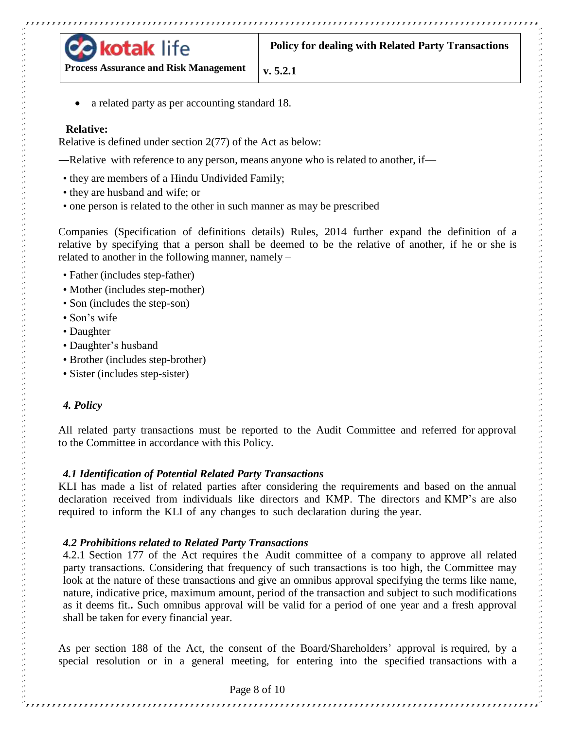- a related party as per accounting standard 18.

**Relative:**

Relative is defined under section 2(77) of the Act as below:

―Relative with reference to any person, means anyone who is related to another, if—

- they are members of a Hindu Undivided Family;
- they are husband and wife; or
- one person is related to the other in such manner as may be prescribed

Companies (Specification of definitions details) Rules, 2014 further expand the definition of a relative by specifying that a person shall be deemed to be the relative of another, if he or she is related to another in the following manner, namely –

- Father (includes step-father)
- Mother (includes step-mother)
- Son (includes the step-son)
- Son's wife
- Daughter
- Daughter's husband
- Brother (includes step-brother)
- Sister (includes step-sister)

## *4. Policy*

All related party transactions must be reported to the Audit Committee and referred for approval to the Committee in accordance with this Policy.

### *4.1 Identification of Potential Related Party Transactions*

KLI has made a list of related parties after considering the requirements and based on the annual declaration received from individuals like directors and KMP. The directors and KMP's are also required to inform the KLI of any changes to such declaration during the year.

### *4.2 Prohibitions related to Related Party Transactions*

4.2.1 Section 177 of the Act requires the Audit committee of a company to approve all related party transactions. Considering that frequency of such transactions is too high, the Committee may look at the nature of these transactions and give an omnibus approval specifying the terms like name, nature, indicative price, maximum amount, period of the transaction and subject to such modifications as it deems fit**.** Such omnibus approval will be valid for a period of one year and a fresh approval shall be taken for every financial year.

As per section 188 of the Act, the consent of the Board/Shareholders' approval is required, by a special resolution or in a general meeting, for entering into the specified transactions with a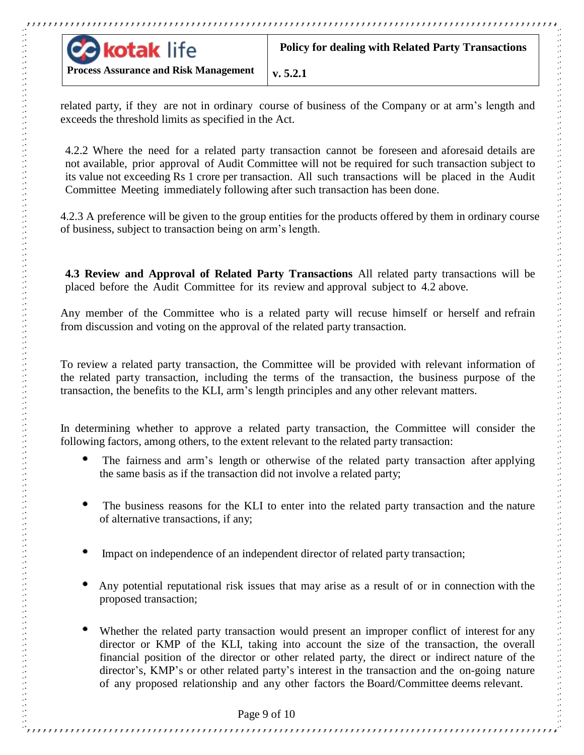related party, if they are not in ordinary course of business of the Company or at arm's length and exceeds the threshold limits as specified in the Act.

4.2.2 Where the need for a related party transaction cannot be foreseen and aforesaid details are not available, prior approval of Audit Committee will not be required for such transaction subject to its value not exceeding Rs 1 crore per transaction. All such transactions will be placed in the Audit Committee Meeting immediately following after such transaction has been done.

4.2.3 A preference will be given to the group entities for the products offered by them in ordinary course of business, subject to transaction being on arm's length.

**4.3 Review and Approval of Related Party Transactions** All related party transactions will be placed before the Audit Committee for its review and approval subject to 4.2 above.

Any member of the Committee who is a related party will recuse himself or herself and refrain from discussion and voting on the approval of the related party transaction.

To review a related party transaction, the Committee will be provided with relevant information of the related party transaction, including the terms of the transaction, the business purpose of the transaction, the benefits to the KLI, arm's length principles and any other relevant matters.

In determining whether to approve a related party transaction, the Committee will consider the following factors, among others, to the extent relevant to the related party transaction:

- The fairness and arm's length or otherwise of the related party transaction after applying the same basis as if the transaction did not involve a related party;
- The business reasons for the KLI to enter into the related party transaction and the nature of alternative transactions, if any;
- Impact on independence of an independent director of related party transaction;
- Any potential reputational risk issues that may arise as a result of or in connection with the proposed transaction;
- Whether the related party transaction would present an improper conflict of interest for any director or KMP of the KLI, taking into account the size of the transaction, the overall financial position of the director or other related party, the direct or indirect nature of the director's, KMP's or other related party's interest in the transaction and the on-going nature of any proposed relationship and any other factors the Board/Committee deems relevant.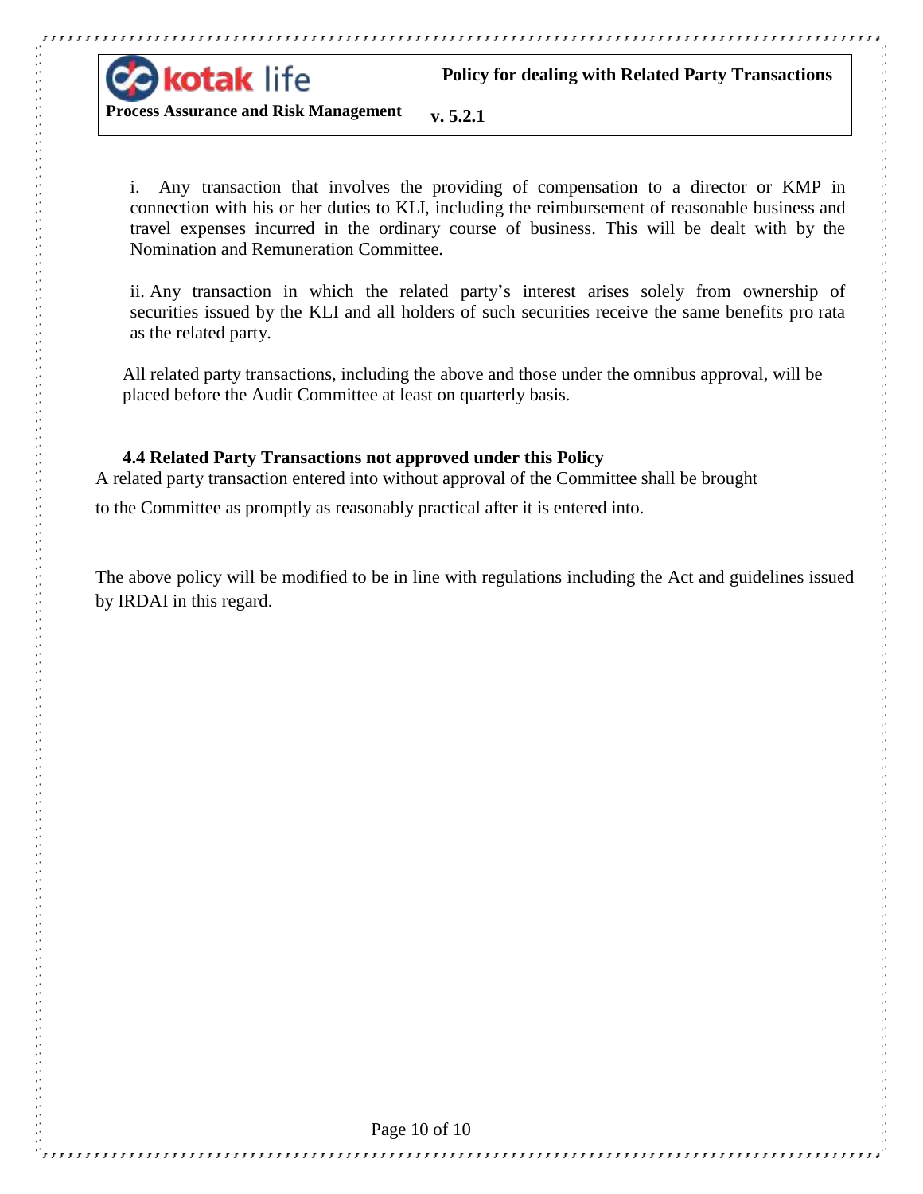i. Any transaction that involves the providing of compensation to a director or KMP in connection with his or her duties to KLI, including the reimbursement of reasonable business and travel expenses incurred in the ordinary course of business. This will be dealt with by the Nomination and Remuneration Committee.

ii. Any transaction in which the related party's interest arises solely from ownership of securities issued by the KLI and all holders of such securities receive the same benefits pro rata as the related party.

All related party transactions, including the above and those under the omnibus approval, will be placed before the Audit Committee at least on quarterly basis.

### 4.4 Related Party Transactions not approved under this Policy

A related party transaction entered into without approval of the Committee shall be brought to the Committee as promptly as reasonably practical after it is entered into.

The above policy will be modified to be in line with regulations including the Act and guidelines issued by IRDAI in this regard.